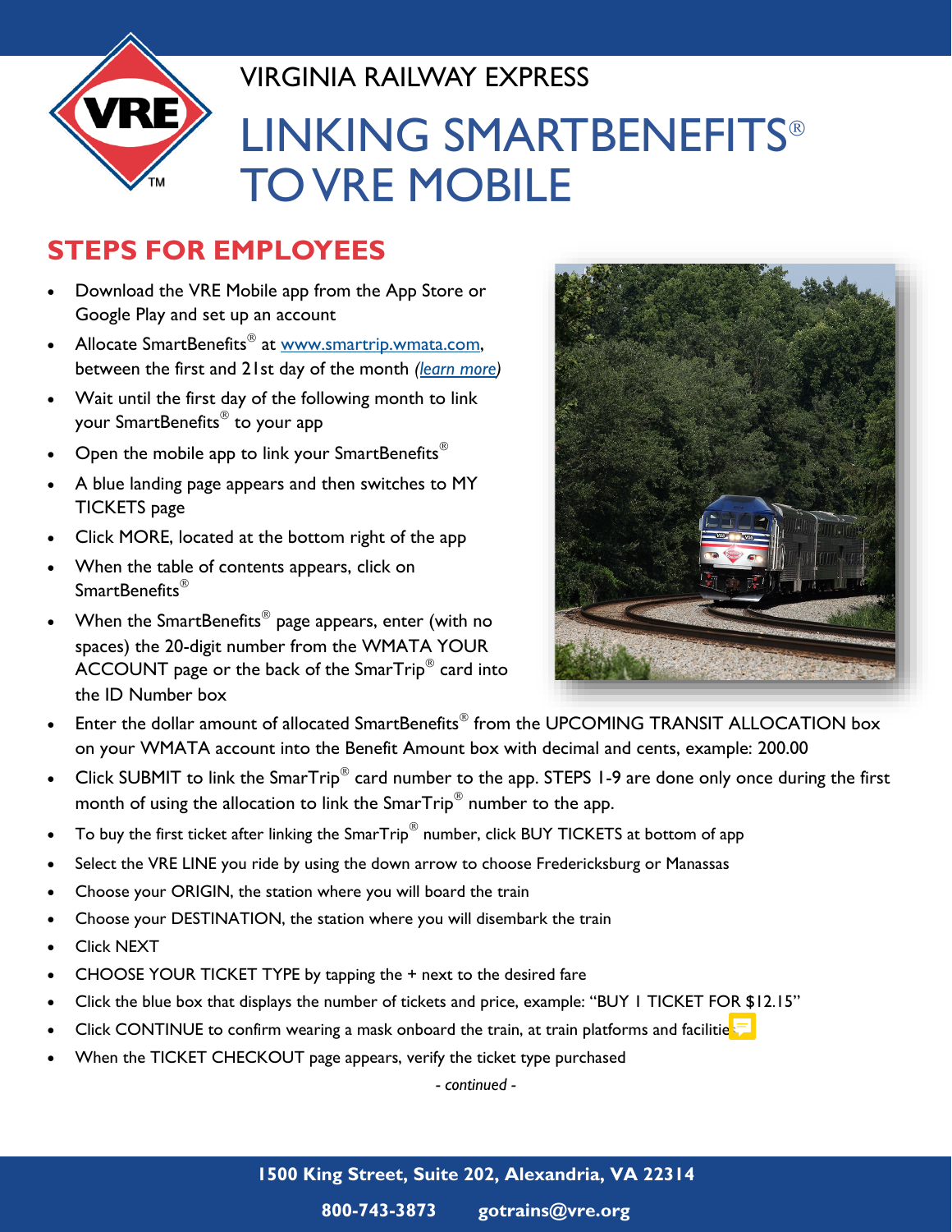VIRGINIA RAILWAY EXPRESS

# LINKING SMARTBENEFITS® TO VRE MOBILE

## STEPS FOR EMPLOYEES

- Download the VRE Mobile app from the App Store or Google Play and set up an account
- Allocate SmartBenefits® at [www.smartrip.wmata.com](http://www.smartrip.wmata.com), between the first and 21st day of the month *(learn more)*
- Wait until the first day of the following month to link your SmartBenefits® to your app
- Open the mobile app to link your SmartBenefits®
- A blue landing page appears and then switches to MY TICKETS page
- Click MORE, located at the bottom right of the app
- When the table of contents appears, click on SmartBenefits®
- When the SmartBenefits® page appears, enter (with no spaces) the 20-digit number from the WMATA YOUR ACCOUNT page or the back of the SmarTrip® card into the ID Number box
- Enter the dollar amount of allocated SmartBenefits® from the UPCOMING TRANSIT ALLOCATION box on your WMATA account into the Benefit Amount box with decimal and cents, example: 200.00
- Click SUBMIT to link the SmarTrip® card number to the app. STEPS 1-9 are done only once during the first month of using the allocation to link the SmarTrip® number to the app.
- To buy the first ticket after linking the SmarTrip® number, click BUY TICKETS at bottom of app
- Select the VRE LINE you ride by using the down arrow to choose Fredericksburg or Manassas
- Choose your ORIGIN, the station where you will board the train
- Choose your DESTINATION, the station where you will disembark the train
- Click NEXT
- CHOOSE YOUR TICKET TYPE by tapping the + next to the desired fare
- Click the blue box that displays the number of tickets and price, example: "BUY 1 TICKET FOR $12.15"
- Click CONTINUE to confirm wearing a mask onboard the train, at train platforms and facilities
- When the TICKET CHECKOUT page appears, verify the ticket type purchased

*- continued -*

1500 King Street, Suite 202, Alexandria, VA 22314

800-743-3873 gotrains@vre.org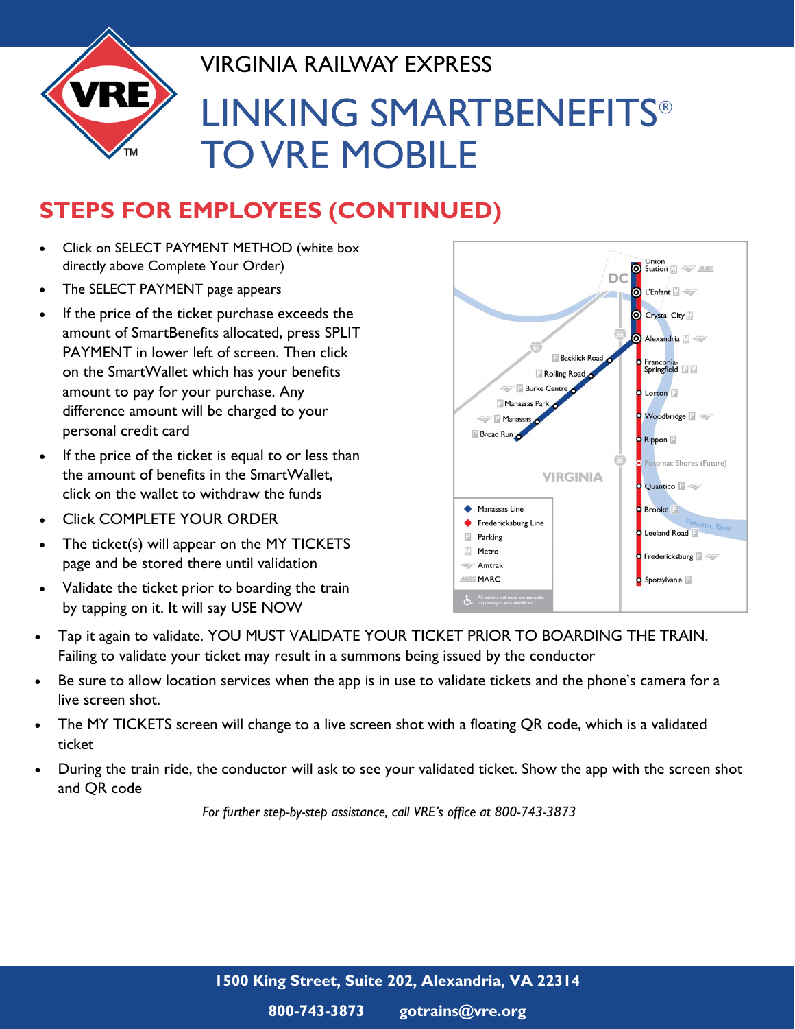VIRGINIA RAILWAY EXPRESS

# LINKING SMARTBENEFITS® TO VRE MOBILE

## STEPS FOR EMPLOYEES (CONTINUED)

- Click on SELECT PAYMENT METHOD (white box directly above Complete Your Order)
- The SELECT PAYMENT page appears
- If the price of the ticket purchase exceeds the amount of SmartBenefits allocated, press SPLIT PAYMENT in lower left of screen. Then click on the SmartWallet which has your benefits amount to pay for your purchase. Any difference amount will be charged to your personal credit card
- If the price of the ticket is equal to or less than the amount of benefits in the SmartWallet, click on the wallet to withdraw the funds
- Click COMPLETE YOUR ORDER
- The ticket(s) will appear on the MY TICKETS page and be stored there until validation
- Validate the ticket prior to boarding the train by tapping on it. It will say USE NOW

DC

VIRGINIA

Union Station

L'Enfant

Crystal City

Alexandria

Franconia-Springfield

Lorton

Woodbridge

Rippon

Potomac Shores (Future)

Quantico

Brooke

Leeland Road

Fredericksburg

Spotsylvania

Backlick Road

Rolling Road

Burke Centre

Manassas Park

Manassas

Broad Run

Potomac River

Manassas Line

Fredericksburg Line

Parking

Metro

Amtrak

MARC

All stations and trains are accessible to passengers with disabilities

- Tap it again to validate. YOU MUST VALIDATE YOUR TICKET PRIOR TO BOARDING THE TRAIN. Failing to validate your ticket may result in a summons being issued by the conductor
- Be sure to allow location services when the app is in use to validate tickets and the phone's camera for a live screen shot.
- The MY TICKETS screen will change to a live screen shot with a floating QR code, which is a validated ticket
- During the train ride, the conductor will ask to see your validated ticket. Show the app with the screen shot and QR code

*For further step-by-step assistance, call VRE's office at 800-743-3873*